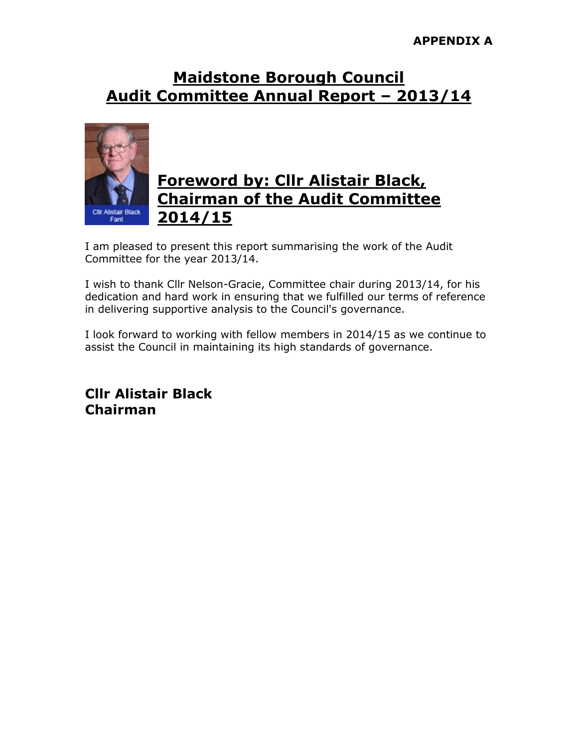APPENDIX A

# Maidstone Borough Council
# Audit Committee Annual Report – 2013/14

## Foreword by: Cllr Alistair Black, Chairman of the Audit Committee 2014/15

I am pleased to present this report summarising the work of the Audit Committee for the year 2013/14.

I wish to thank Cllr Nelson-Gracie, Committee chair during 2013/14, for his dedication and hard work in ensuring that we fulfilled our terms of reference in delivering supportive analysis to the Council's governance.

I look forward to working with fellow members in 2014/15 as we continue to assist the Council in maintaining its high standards of governance.

**Cllr Alistair Black**
**Chairman**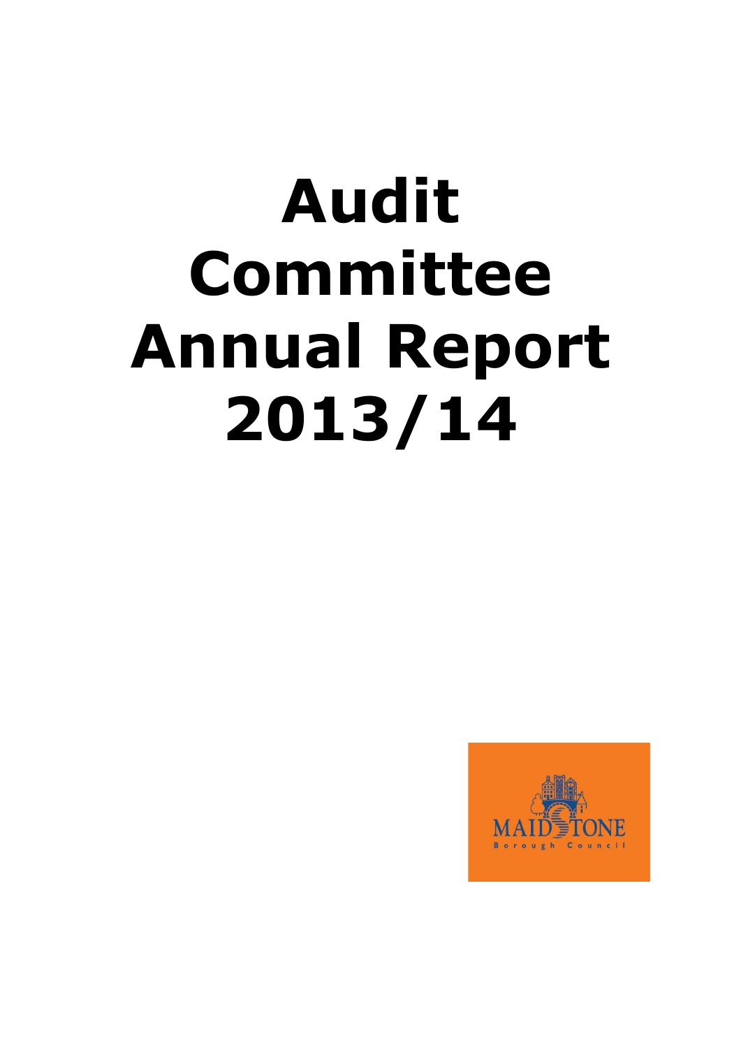# Audit Committee Annual Report 2013/14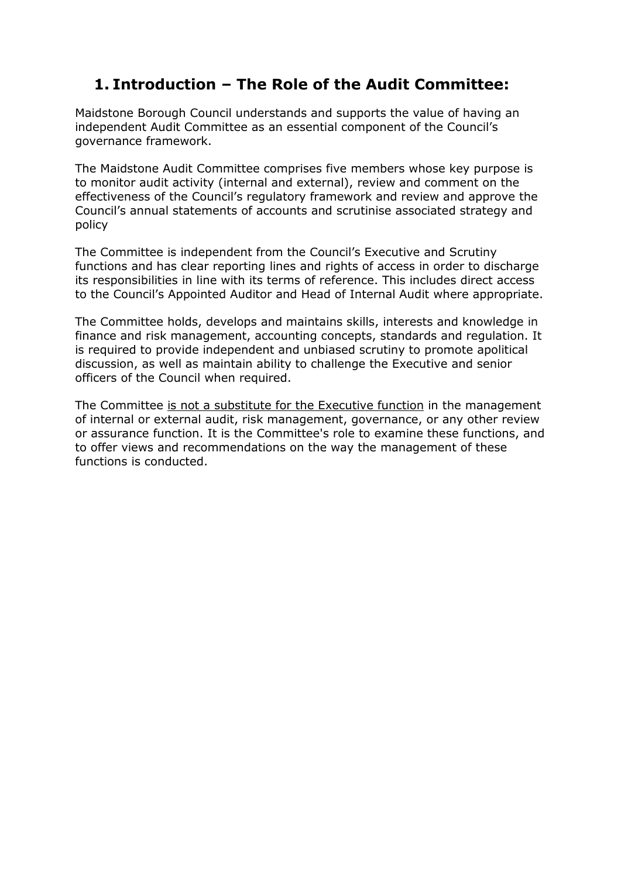# 1. Introduction – The Role of the Audit Committee:

Maidstone Borough Council understands and supports the value of having an independent Audit Committee as an essential component of the Council's governance framework.

The Maidstone Audit Committee comprises five members whose key purpose is to monitor audit activity (internal and external), review and comment on the effectiveness of the Council's regulatory framework and review and approve the Council's annual statements of accounts and scrutinise associated strategy and policy

The Committee is independent from the Council's Executive and Scrutiny functions and has clear reporting lines and rights of access in order to discharge its responsibilities in line with its terms of reference. This includes direct access to the Council's Appointed Auditor and Head of Internal Audit where appropriate.

The Committee holds, develops and maintains skills, interests and knowledge in finance and risk management, accounting concepts, standards and regulation. It is required to provide independent and unbiased scrutiny to promote apolitical discussion, as well as maintain ability to challenge the Executive and senior officers of the Council when required.

The Committee <u>is not a substitute for the Executive function</u> in the management of internal or external audit, risk management, governance, or any other review or assurance function. It is the Committee's role to examine these functions, and to offer views and recommendations on the way the management of these functions is conducted.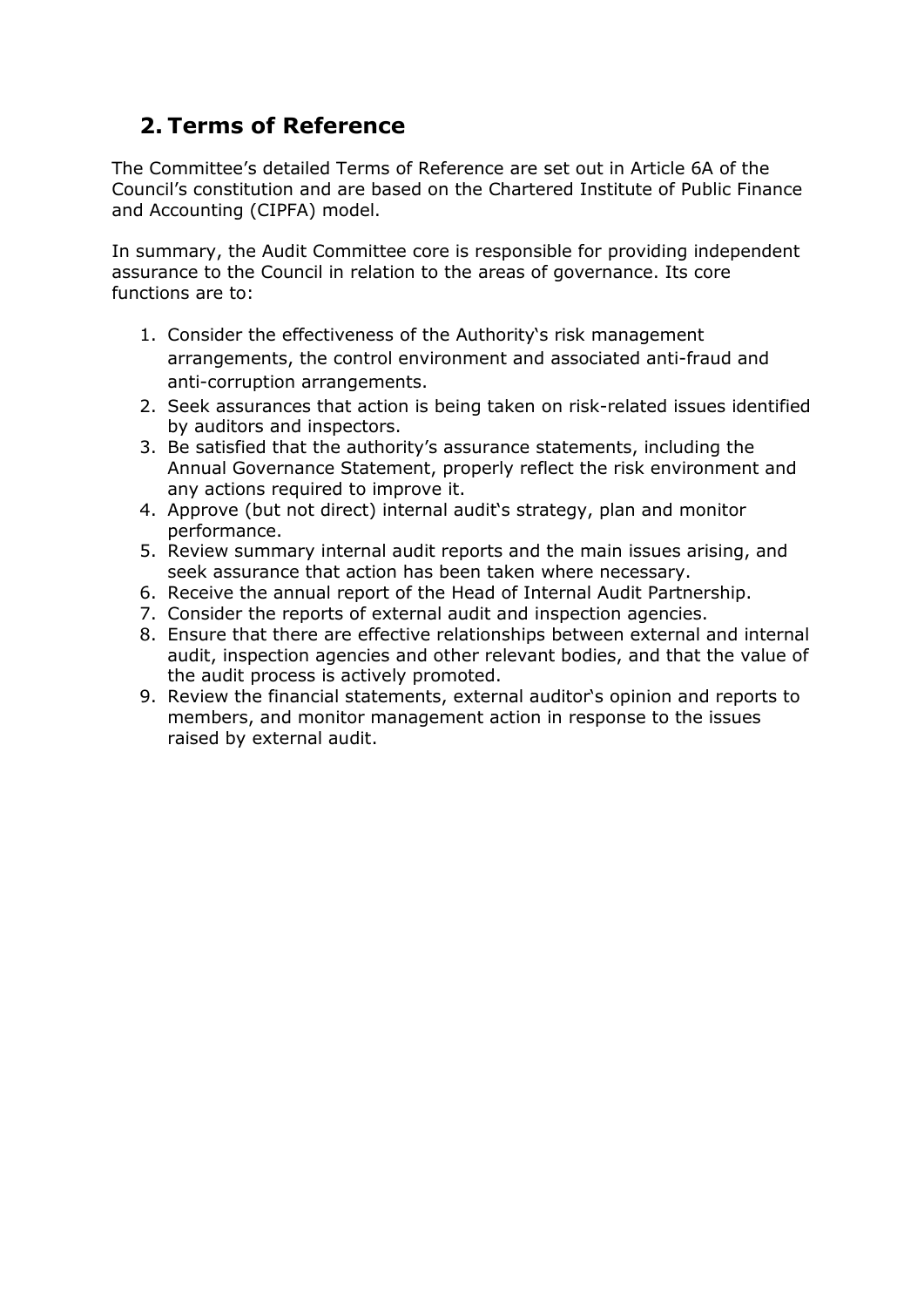## 2. Terms of Reference

The Committee's detailed Terms of Reference are set out in Article 6A of the Council's constitution and are based on the Chartered Institute of Public Finance and Accounting (CIPFA) model.

In summary, the Audit Committee core is responsible for providing independent assurance to the Council in relation to the areas of governance. Its core functions are to:

1. Consider the effectiveness of the Authority's risk management arrangements, the control environment and associated anti-fraud and anti-corruption arrangements.
2. Seek assurances that action is being taken on risk-related issues identified by auditors and inspectors.
3. Be satisfied that the authority's assurance statements, including the Annual Governance Statement, properly reflect the risk environment and any actions required to improve it.
4. Approve (but not direct) internal audit's strategy, plan and monitor performance.
5. Review summary internal audit reports and the main issues arising, and seek assurance that action has been taken where necessary.
6. Receive the annual report of the Head of Internal Audit Partnership.
7. Consider the reports of external audit and inspection agencies.
8. Ensure that there are effective relationships between external and internal audit, inspection agencies and other relevant bodies, and that the value of the audit process is actively promoted.
9. Review the financial statements, external auditor's opinion and reports to members, and monitor management action in response to the issues raised by external audit.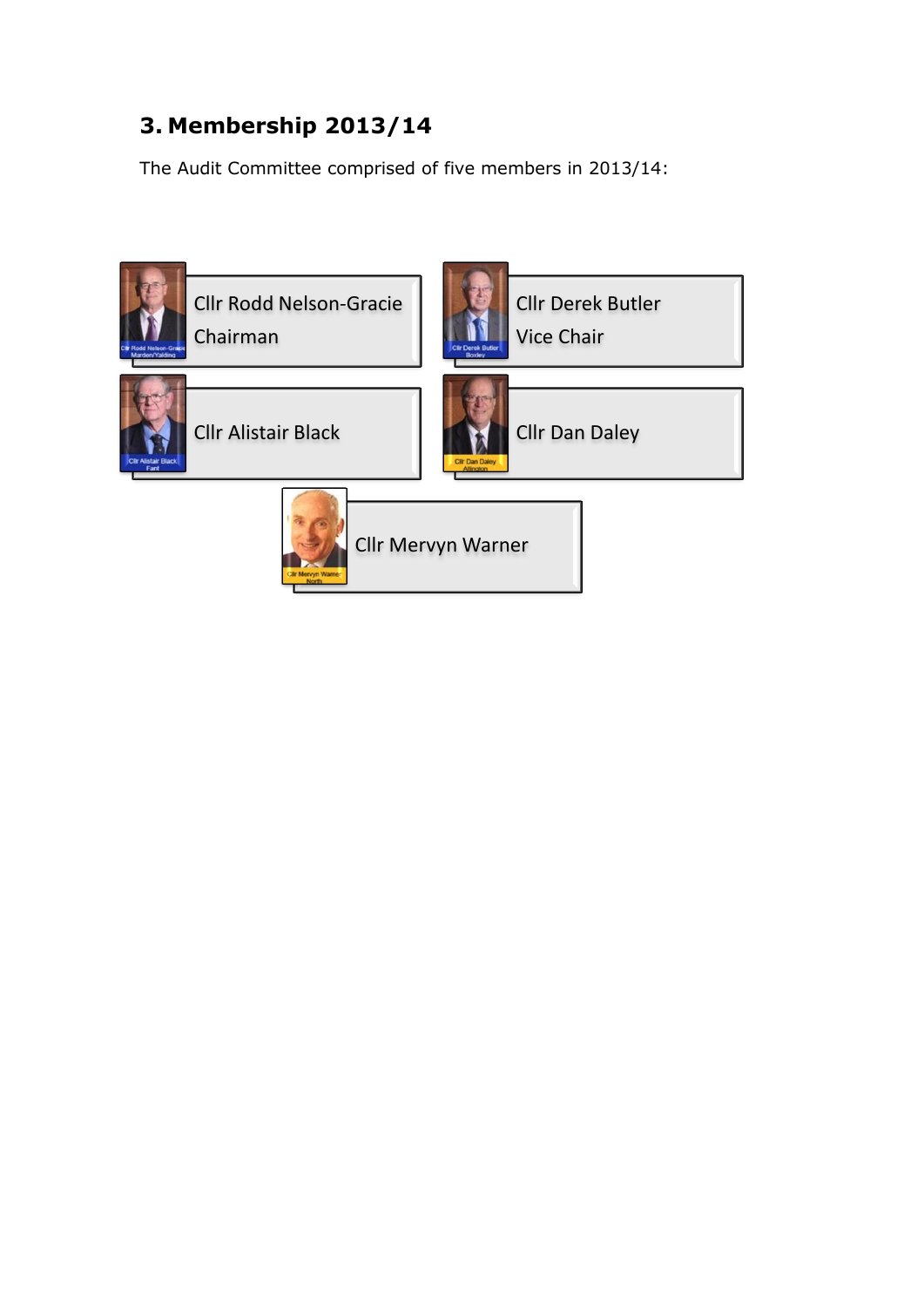## 3. Membership 2013/14

The Audit Committee comprised of five members in 2013/14:

Cllr Rodd Nelson-Gracie
Chairman

Cllr Derek Butler
Vice Chair

Cllr Alistair Black

Cllr Dan Daley

Cllr Mervyn Warner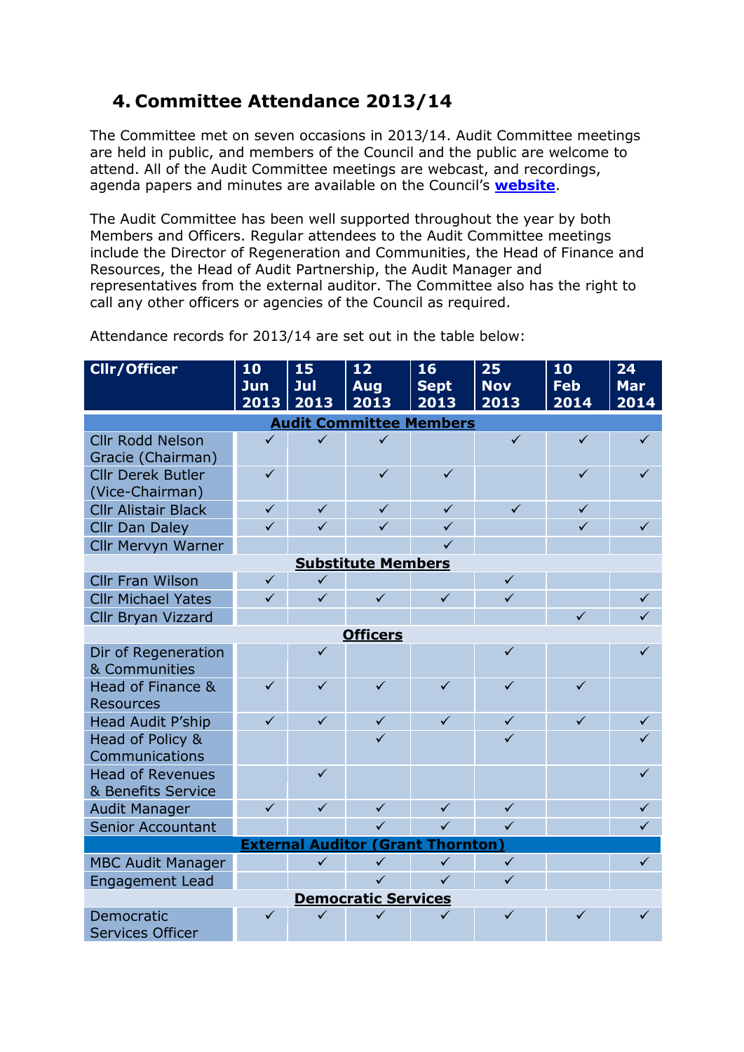## 4. Committee Attendance 2013/14

The Committee met on seven occasions in 2013/14. Audit Committee meetings are held in public, and members of the Council and the public are welcome to attend. All of the Audit Committee meetings are webcast, and recordings, agenda papers and minutes are available on the Council's **website**.

The Audit Committee has been well supported throughout the year by both Members and Officers. Regular attendees to the Audit Committee meetings include the Director of Regeneration and Communities, the Head of Finance and Resources, the Head of Audit Partnership, the Audit Manager and representatives from the external auditor. The Committee also has the right to call any other officers or agencies of the Council as required.

Attendance records for 2013/14 are set out in the table below:

| Cllr/Officer | 10 Jun 2013 | 15 Jul 2013 | 12 Aug 2013 | 16 Sept 2013 | 25 Nov 2013 | 10 Feb 2014 | 24 Mar 2014 |
|---|---|---|---|---|---|---|---|
| **Audit Committee Members** | | | | | | | |
| Cllr Rodd Nelson Gracie (Chairman) | ✓ | ✓ | ✓ | | ✓ | ✓ | ✓ |
| Cllr Derek Butler (Vice-Chairman) | ✓ | | ✓ | ✓ | | ✓ | ✓ |
| Cllr Alistair Black | ✓ | ✓ | ✓ | ✓ | ✓ | ✓ | |
| Cllr Dan Daley | ✓ | ✓ | ✓ | ✓ | | ✓ | ✓ |
| Cllr Mervyn Warner | | | | ✓ | | | |
| **Substitute Members** | | | | | | | |
| Cllr Fran Wilson | ✓ | ✓ | | | ✓ | | |
| Cllr Michael Yates | ✓ | ✓ | ✓ | ✓ | ✓ | | ✓ |
| Cllr Bryan Vizzard | | | | | | ✓ | ✓ |
| **Officers** | | | | | | | |
| Dir of Regeneration & Communities | | ✓ | | | ✓ | | ✓ |
| Head of Finance & Resources | ✓ | ✓ | ✓ | ✓ | ✓ | ✓ | |
| Head Audit P'ship | ✓ | ✓ | ✓ | ✓ | ✓ | ✓ | ✓ |
| Head of Policy & Communications | | | ✓ | | ✓ | | ✓ |
| Head of Revenues & Benefits Service | | ✓ | | | | | ✓ |
| Audit Manager | ✓ | ✓ | ✓ | ✓ | ✓ | | ✓ |
| Senior Accountant | | | ✓ | ✓ | ✓ | | ✓ |
| **External Auditor (Grant Thornton)** | | | | | | | |
| MBC Audit Manager | | ✓ | ✓ | ✓ | ✓ | | ✓ |
| Engagement Lead | | | ✓ | ✓ | ✓ | | |
| **Democratic Services** | | | | | | | |
| Democratic Services Officer | ✓ | ✓ | ✓ | ✓ | ✓ | ✓ | ✓ |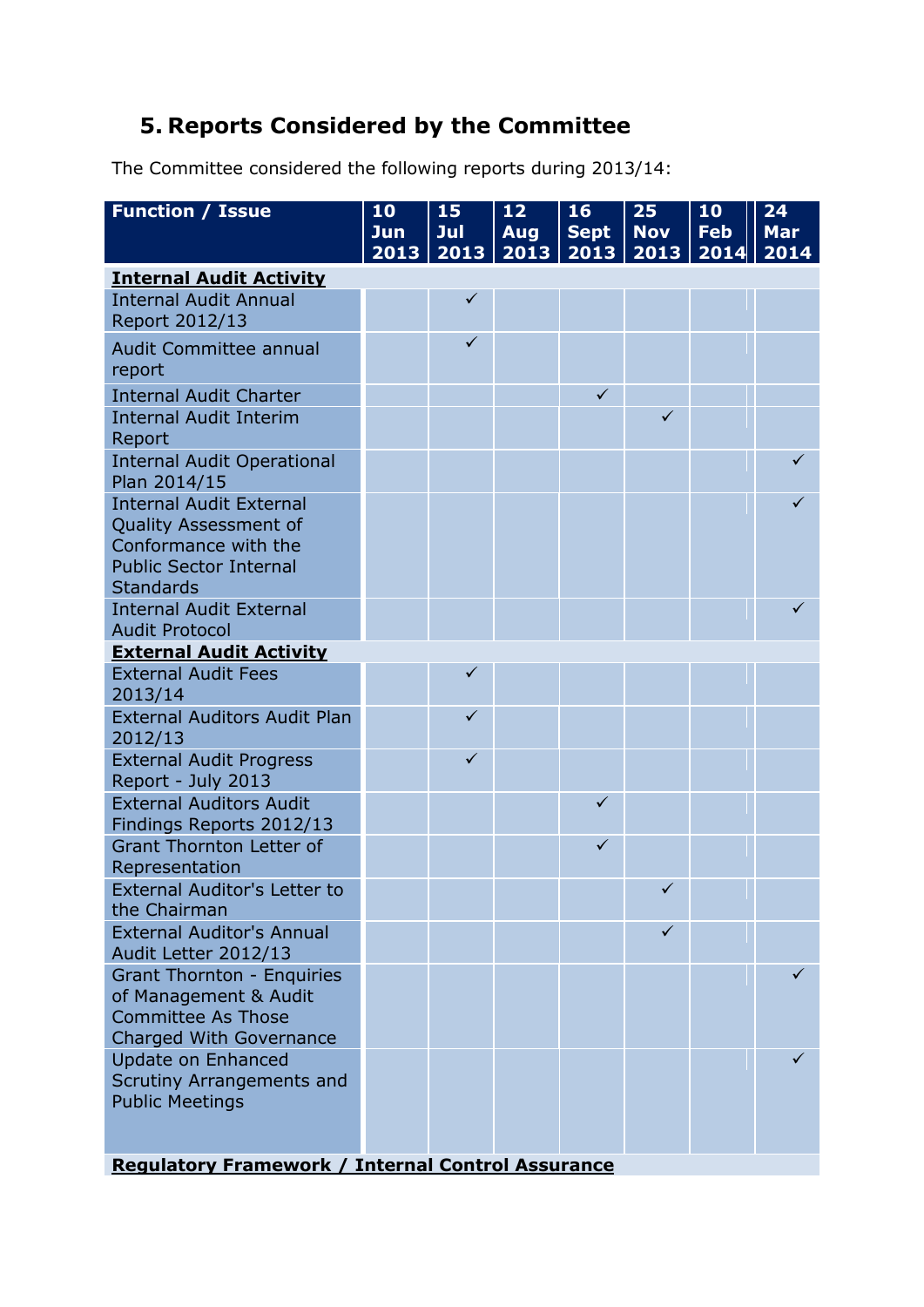## 5. Reports Considered by the Committee

The Committee considered the following reports during 2013/14:

| Function / Issue | 10 Jun 2013 | 15 Jul 2013 | 12 Aug 2013 | 16 Sept 2013 | 25 Nov 2013 | 10 Feb 2014 | 24 Mar 2014 |
|---|---|---|---|---|---|---|---|
| **Internal Audit Activity** | | | | | | | |
| Internal Audit Annual Report 2012/13 | | ✓ | | | | | |
| Audit Committee annual report | | ✓ | | | | | |
| Internal Audit Charter | | | | ✓ | | | |
| Internal Audit Interim Report | | | | | ✓ | | |
| Internal Audit Operational Plan 2014/15 | | | | | | | ✓ |
| Internal Audit External Quality Assessment of Conformance with the Public Sector Internal Standards | | | | | | | ✓ |
| Internal Audit External Audit Protocol | | | | | | | ✓ |
| **External Audit Activity** | | | | | | | |
| External Audit Fees 2013/14 | | ✓ | | | | | |
| External Auditors Audit Plan 2012/13 | | ✓ | | | | | |
| External Audit Progress Report - July 2013 | | ✓ | | | | | |
| External Auditors Audit Findings Reports 2012/13 | | | | ✓ | | | |
| Grant Thornton Letter of Representation | | | | ✓ | | | |
| External Auditor's Letter to the Chairman | | | | | ✓ | | |
| External Auditor's Annual Audit Letter 2012/13 | | | | | ✓ | | |
| Grant Thornton - Enquiries of Management & Audit Committee As Those Charged With Governance | | | | | | | ✓ |
| Update on Enhanced Scrutiny Arrangements and Public Meetings | | | | | | | ✓ |
| **Regulatory Framework / Internal Control Assurance** | | | | | | | |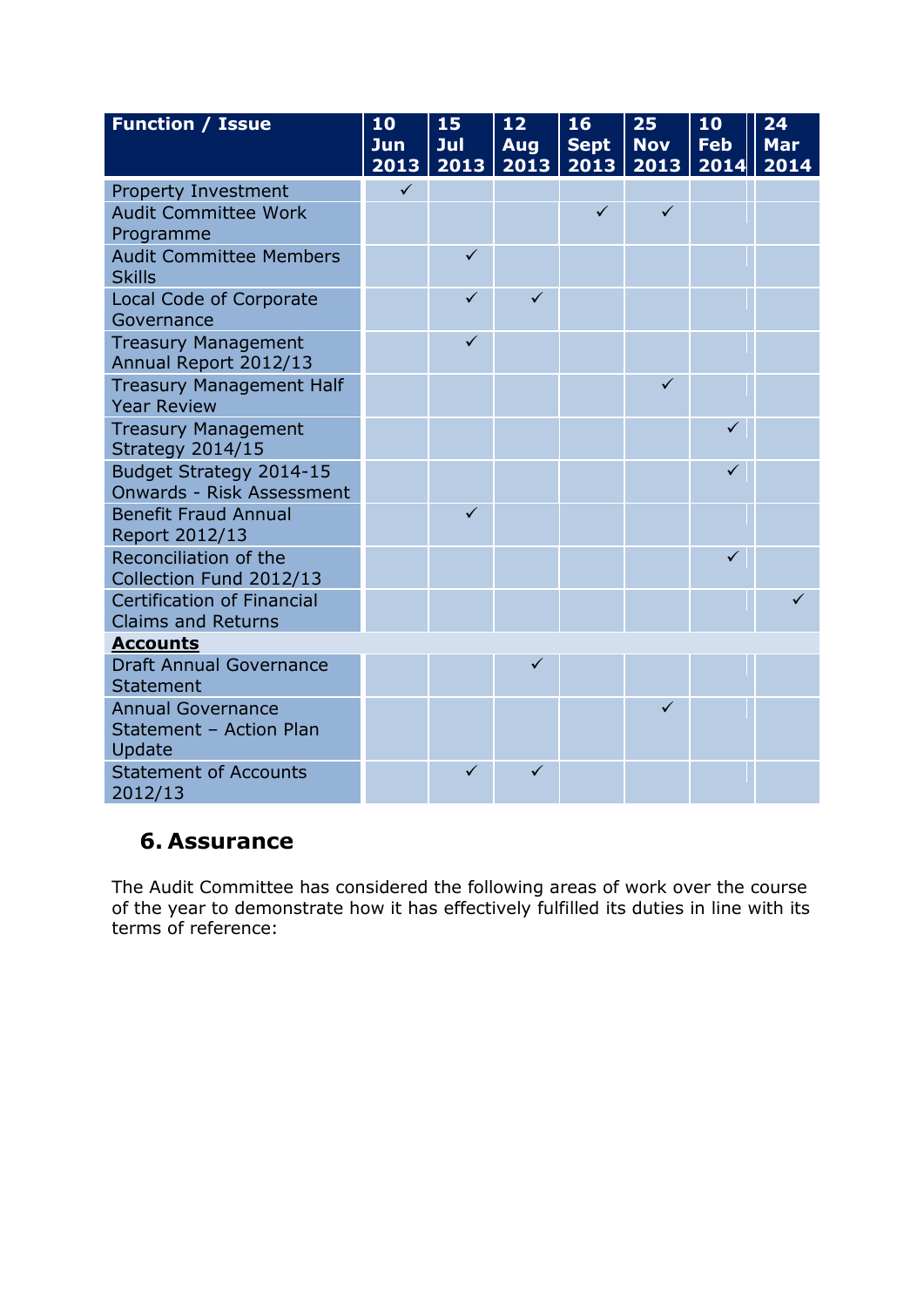| Function / Issue | 10 Jun 2013 | 15 Jul 2013 | 12 Aug 2013 | 16 Sept 2013 | 25 Nov 2013 | 10 Feb 2014 | 24 Mar 2014 |
|---|---|---|---|---|---|---|---|
| Property Investment | ✓ | | | | | | |
| Audit Committee Work Programme | | | | ✓ | ✓ | | |
| Audit Committee Members Skills | | ✓ | | | | | |
| Local Code of Corporate Governance | | ✓ | ✓ | | | | |
| Treasury Management Annual Report 2012/13 | | ✓ | | | | | |
| Treasury Management Half Year Review | | | | | ✓ | | |
| Treasury Management Strategy 2014/15 | | | | | | ✓ | |
| Budget Strategy 2014-15 Onwards - Risk Assessment | | | | | | ✓ | |
| Benefit Fraud Annual Report 2012/13 | | ✓ | | | | | |
| Reconciliation of the Collection Fund 2012/13 | | | | | | ✓ | |
| Certification of Financial Claims and Returns | | | | | | | ✓ |
| **Accounts** | | | | | | | |
| Draft Annual Governance Statement | | | ✓ | | | | |
| Annual Governance Statement – Action Plan Update | | | | | ✓ | | |
| Statement of Accounts 2012/13 | | ✓ | ✓ | | | | |

## 6. Assurance

The Audit Committee has considered the following areas of work over the course of the year to demonstrate how it has effectively fulfilled its duties in line with its terms of reference: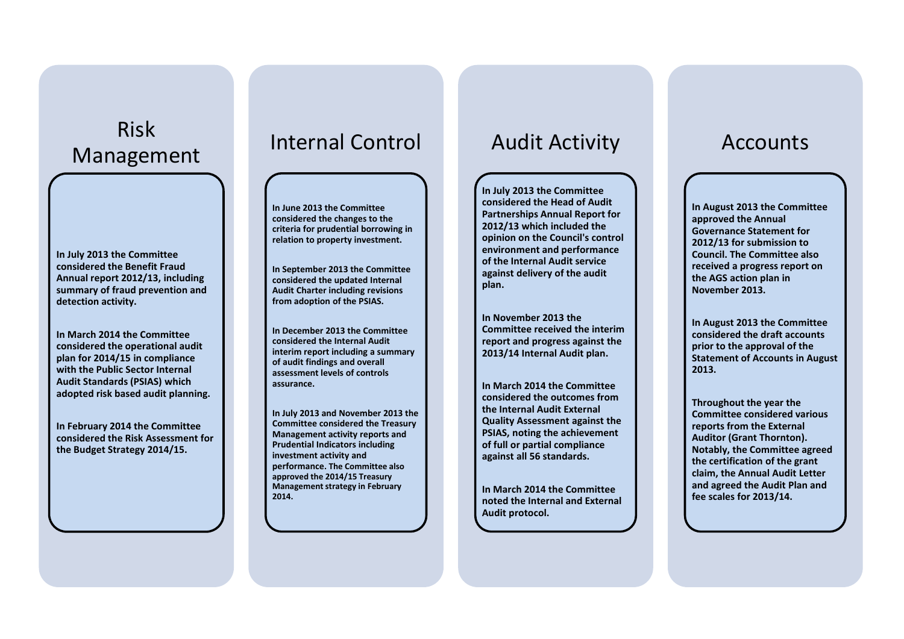## Risk Management

**In July 2013 the Committee considered the Benefit Fraud Annual report 2012/13, including summary of fraud prevention and detection activity.**

**In March 2014 the Committee considered the operational audit plan for 2014/15 in compliance with the Public Sector Internal Audit Standards (PSIAS) which adopted risk based audit planning.**

**In February 2014 the Committee considered the Risk Assessment for the Budget Strategy 2014/15.**

## Internal Control

**In June 2013 the Committee considered the changes to the criteria for prudential borrowing in relation to property investment.**

**In September 2013 the Committee considered the updated Internal Audit Charter including revisions from adoption of the PSIAS.**

**In December 2013 the Committee considered the Internal Audit interim report including a summary of audit findings and overall assessment levels of controls assurance.**

**In July 2013 and November 2013 the Committee considered the Treasury Management activity reports and Prudential Indicators including investment activity and performance. The Committee also approved the 2014/15 Treasury Management strategy in February 2014.**

## Audit Activity

**In July 2013 the Committee considered the Head of Audit Partnerships Annual Report for 2012/13 which included the opinion on the Council's control environment and performance of the Internal Audit service against delivery of the audit plan.**

**In November 2013 the Committee received the interim report and progress against the 2013/14 Internal Audit plan.**

**In March 2014 the Committee considered the outcomes from the Internal Audit External Quality Assessment against the PSIAS, noting the achievement of full or partial compliance against all 56 standards.**

**In March 2014 the Committee noted the Internal and External Audit protocol.**

## Accounts

**In August 2013 the Committee approved the Annual Governance Statement for 2012/13 for submission to Council. The Committee also received a progress report on the AGS action plan in November 2013.**

**In August 2013 the Committee considered the draft accounts prior to the approval of the Statement of Accounts in August 2013.**

**Throughout the year the Committee considered various reports from the External Auditor (Grant Thornton). Notably, the Committee agreed the certification of the grant claim, the Annual Audit Letter and agreed the Audit Plan and fee scales for 2013/14.**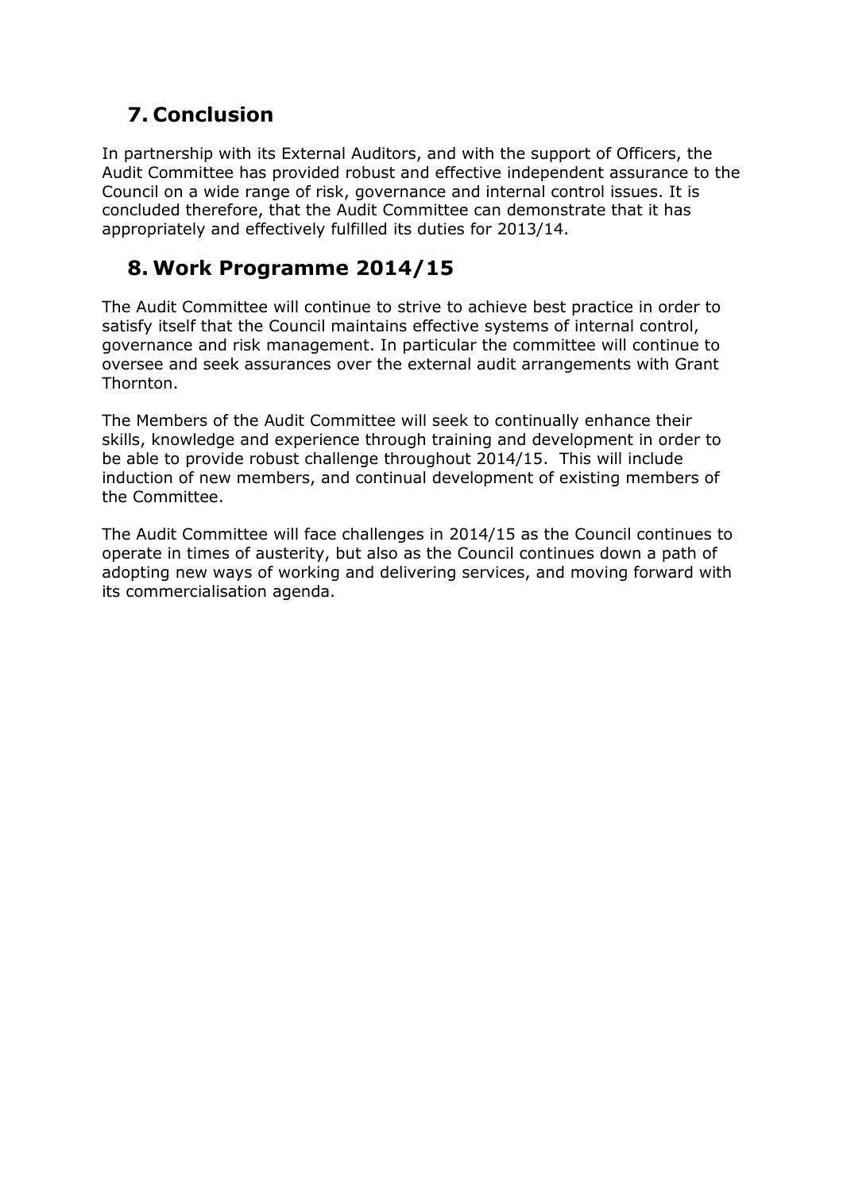## 7. Conclusion

In partnership with its External Auditors, and with the support of Officers, the Audit Committee has provided robust and effective independent assurance to the Council on a wide range of risk, governance and internal control issues. It is concluded therefore, that the Audit Committee can demonstrate that it has appropriately and effectively fulfilled its duties for 2013/14.

## 8. Work Programme 2014/15

The Audit Committee will continue to strive to achieve best practice in order to satisfy itself that the Council maintains effective systems of internal control, governance and risk management. In particular the committee will continue to oversee and seek assurances over the external audit arrangements with Grant Thornton.

The Members of the Audit Committee will seek to continually enhance their skills, knowledge and experience through training and development in order to be able to provide robust challenge throughout 2014/15. This will include induction of new members, and continual development of existing members of the Committee.

The Audit Committee will face challenges in 2014/15 as the Council continues to operate in times of austerity, but also as the Council continues down a path of adopting new ways of working and delivering services, and moving forward with its commercialisation agenda.